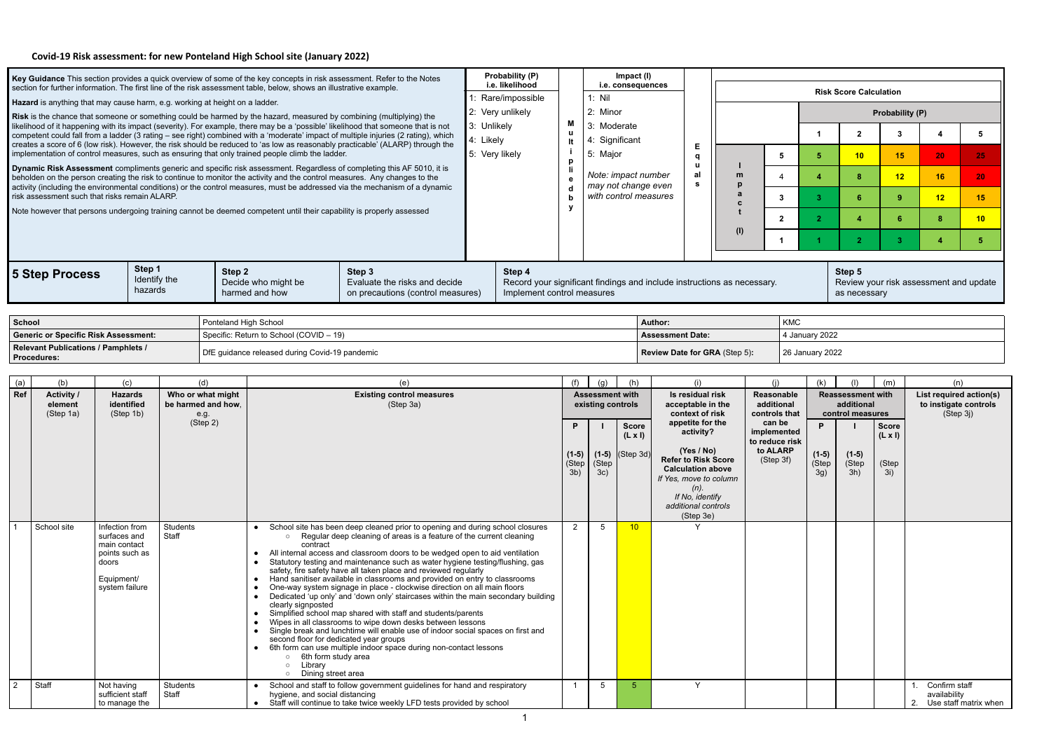## Covid-19 Risk assessment: for new Ponteland High School site (January 2022)

**Key Guidance** This section provides a quick overview of some of the key concepts in risk assessment. Refer to the Notes section for further information. The first line of the risk assessment table, below, shows an illustrative example.

**Hazard** is anything that may cause harm, e.g. working at height on a ladder.

**Risk** is the chance that someone or something could be harmed by the hazard, measured by combining (multiplying) the likelihood of it happening with its impact (severity). For example, there may be a 'possible' likelihood that someone that is not competent could fall from a ladder (3 rating – see right) combined with a 'moderate' impact of multiple injuries (2 rating), which creates a score of 6 (low risk). However, the risk should be reduced to 'as low as reasonably practicable' (ALARP) through the implementation of control measures, such as ensuring that only trained people climb the ladder.

**Dynamic Risk Assessment** compliments generic and specific risk assessment. Regardless of completing this AF 5010, it is beholden on the person creating the risk to continue to monitor the activity and the control measures. Any changes to the activity (including the environmental conditions) or the control measures, must be addressed via the mechanism of a dynamic risk assessment such that risks remain ALARP.

Note however that persons undergoing training cannot be deemed competent until their capability is properly assessed

| Probability (P) i.e. likelihood | | Impact (I) i.e. consequences | |
|---|---|---|---|
| 1: Rare/impossible | Multiplied by | 1: Nil | Equals |
| 2: Very unlikely | | 2: Minor | |
| 3: Unlikely | | 3: Moderate | |
| 4: Likely | | 4: Significant | |
| 5: Very likely | | 5: Major | |
| | | *Note: impact number may not change even with control measures* | |

**Risk Score Calculation**

| | | Probability (P) | | | | |
|---|---|---|---|---|---|---|
| | | 1 | 2 | 3 | 4 | 5 |
| Impact (I) | 5 | 5 | 10 | 15 | 20 | 25 |
| | 4 | 4 | 8 | 12 | 16 | 20 |
| | 3 | 3 | 6 | 9 | 12 | 15 |
| | 2 | 2 | 4 | 6 | 8 | 10 |
| | 1 | 1 | 2 | 3 | 4 | 5 |

| 5 Step Process | Step 1 | Step 2 | Step 3 | Step 4 | Step 5 |
|---|---|---|---|---|---|
| | Identify the hazards | Decide who might be harmed and how | Evaluate the risks and decide on precautions (control measures) | Record your significant findings and include instructions as necessary. Implement control measures | Review your risk assessment and update as necessary |

| | | | |
|---|---|---|---|
| **School** | Ponteland High School | **Author:** | KMC |
| **Generic or Specific Risk Assessment:** | Specific: Return to School (COVID – 19) | **Assessment Date:** | 4 January 2022 |
| **Relevant Publications / Pamphlets / Procedures:** | DfE guidance released during Covid-19 pandemic | **Review Date for GRA** (Step 5): | 26 January 2022 |

| (a) | (b) | (c) | (d) | (e) | (f) | (g) | (h) | (i) | (j) | (k) | (l) | (m) | (n) |
|---|---|---|---|---|---|---|---|---|---|---|---|---|---|
| **Ref** | **Activity / element** (Step 1a) | **Hazards identified** (Step 1b) | **Who or what might be harmed and how**, e.g. (Step 2) | **Existing control measures** (Step 3a) | **Assessment with existing controls** | | | **Is residual risk acceptable in the context of risk appetite for the activity?** **(Yes / No)** **Refer to Risk Score Calculation above** *If Yes, move to column (n). If No, identify additional controls* (Step 3e) | **Reasonable additional controls that can be implemented to reduce risk to ALARP** (Step 3f) | **Reassessment with additional control measures** | | | **List required action(s) to instigate controls** (Step 3j) |
| | | | | | **P** (1-5) (Step 3b) | **I** (1-5) (Step 3c) | **Score (L x I)** (Step 3d) | | | **P** (1-5) (Step 3g) | **I** (1-5) (Step 3h) | **Score (L x I)** (Step 3i) | |
| 1 | School site | Infection from surfaces and main contact points such as doors<br><br>Equipment/ system failure | Students<br>Staff | • School site has been deep cleaned prior to opening and during school closures<br>○ Regular deep cleaning of areas is a feature of the current cleaning contract<br>• All internal access and classroom doors to be wedged open to aid ventilation<br>• Statutory testing and maintenance such as water hygiene testing/flushing, gas safety, fire safety have all taken place and reviewed regularly<br>• Hand sanitiser available in classrooms and provided on entry to classrooms<br>• One-way system signage in place - clockwise direction on all main floors<br>• Dedicated 'up only' and 'down only' staircases within the main secondary building clearly signposted<br>• Simplified school map shared with staff and students/parents<br>• Wipes in all classrooms to wipe down desks between lessons<br>• Single break and lunchtime will enable use of indoor social spaces on first and second floor for dedicated year groups<br>• 6th form can use multiple indoor space during non-contact lessons<br>○ 6th form study area<br>○ Library<br>○ Dining street area | 2 | 5 | 10 | Y | | | | | |
| 2 | Staff | Not having sufficient staff to manage the | Students<br>Staff | • School and staff to follow government guidelines for hand and respiratory hygiene, and social distancing<br>• Staff will continue to take twice weekly LFD tests provided by school | 1 | 5 | 5 | Y | | | | | 1. Confirm staff availability<br>2. Use staff matrix when |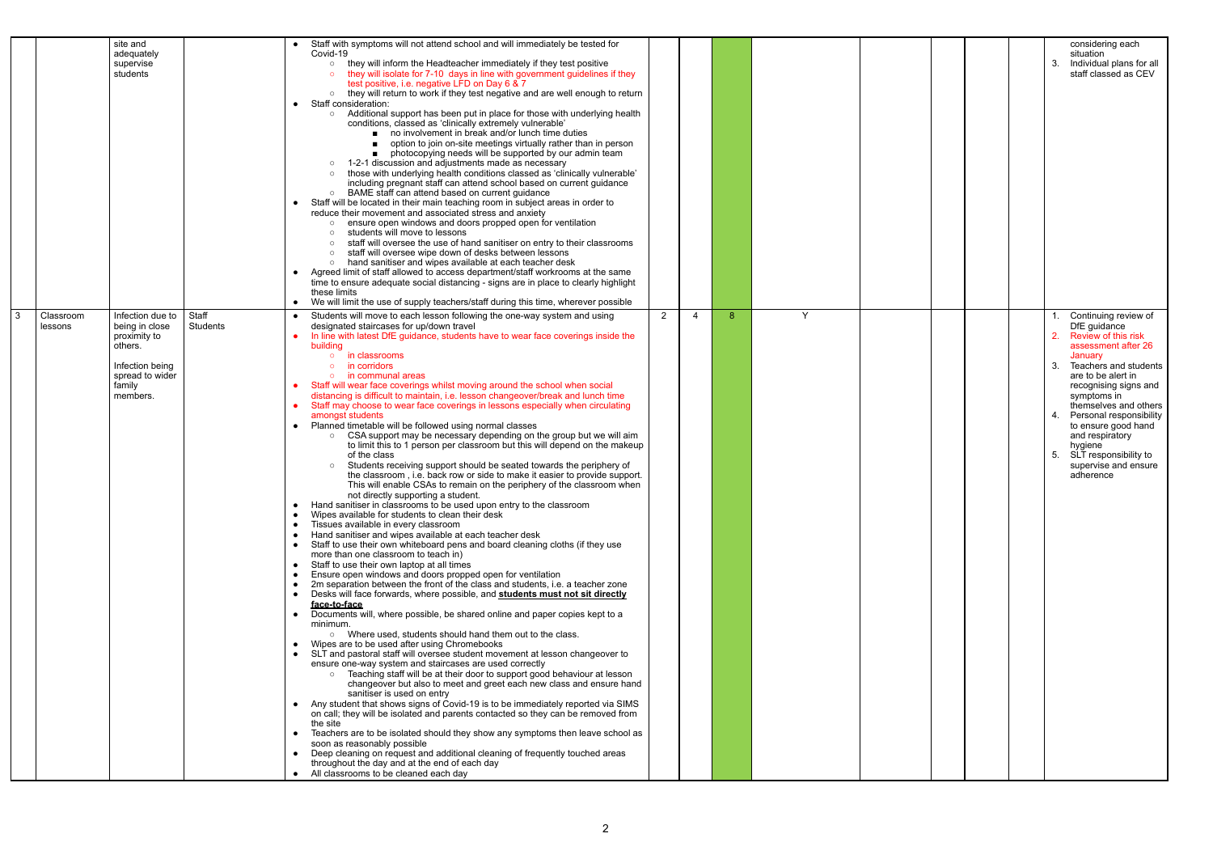| | | | | | | | | | | | |
|---|---|---|---|---|---|---|---|---|---|---|---|
| | | site and adequately supervise students | | <ul><li>Staff with symptoms will not attend school and will immediately be tested for Covid-19<ul><li>they will inform the Headteacher immediately if they test positive</li><li>they will isolate for 7-10 days in line with government guidelines if they test positive, i.e. negative LFD on Day 6 & 7</li><li>they will return to work if they test negative and are well enough to return</li></ul></li><li>Staff consideration:<ul><li>Additional support has been put in place for those with underlying health conditions, classed as 'clinically extremely vulnerable'<ul><li>no involvement in break and/or lunch time duties</li><li>option to join on-site meetings virtually rather than in person</li><li>photocopying needs will be supported by our admin team</li></ul></li><li>1-2-1 discussion and adjustments made as necessary</li><li>those with underlying health conditions classed as 'clinically vulnerable' including pregnant staff can attend school based on current guidance</li><li>BAME staff can attend based on current guidance</li></ul></li><li>Staff will be located in their main teaching room in subject areas in order to reduce their movement and associated stress and anxiety<ul><li>ensure open windows and doors propped open for ventilation</li><li>students will move to lessons</li><li>staff will oversee the use of hand sanitiser on entry to their classrooms</li><li>staff will oversee wipe down of desks between lessons</li><li>hand sanitiser and wipes available at each teacher desk</li></ul></li><li>Agreed limit of staff allowed to access department/staff workrooms at the same time to ensure adequate social distancing - signs are in place to clearly highlight these limits</li><li>We will limit the use of supply teachers/staff during this time, wherever possible</li></ul> | | | | | | | | considering each situation<br>3. Individual plans for all staff classed as CEV |
| 3 | Classroom lessons | Infection due to being in close proximity to others.<br><br>Infection being spread to wider family members. | Staff<br>Students | <ul><li>Students will move to each lesson following the one-way system and using designated staircases for up/down travel</li><li>In line with latest DfE guidance, students have to wear face coverings inside the building<ul><li>in classrooms</li><li>in corridors</li><li>in communal areas</li></ul></li><li>Staff will wear face coverings whilst moving around the school when social distancing is difficult to maintain, i.e. lesson changeover/break and lunch time</li><li>Staff may choose to wear face coverings in lessons especially when circulating amongst students</li><li>Planned timetable will be followed using normal classes<ul><li>CSA support may be necessary depending on the group but we will aim to limit this to 1 person per classroom but this will depend on the makeup of the class</li><li>Students receiving support should be seated towards the periphery of the classroom , i.e. back row or side to make it easier to provide support. This will enable CSAs to remain on the periphery of the classroom when not directly supporting a student.</li></ul></li><li>Hand sanitiser in classrooms to be used upon entry to the classroom</li><li>Wipes available for students to clean their desk</li><li>Tissues available in every classroom</li><li>Hand sanitiser and wipes available at each teacher desk</li><li>Staff to use their own whiteboard pens and board cleaning cloths (if they use more than one classroom to teach in)</li><li>Staff to use their own laptop at all times</li><li>Ensure open windows and doors propped open for ventilation</li><li>2m separation between the front of the class and students, i.e. a teacher zone</li><li>Desks will face forwards, where possible, and **students must not sit directly face-to-face**</li><li>Documents will, where possible, be shared online and paper copies kept to a minimum.<ul><li>Where used, students should hand them out to the class.</li></ul></li><li>Wipes are to be used after using Chromebooks</li><li>SLT and pastoral staff will oversee student movement at lesson changeover to ensure one-way system and staircases are used correctly<ul><li>Teaching staff will be at their door to support good behaviour at lesson changeover but also to meet and greet each new class and ensure hand sanitiser is used on entry</li></ul></li><li>Any student that shows signs of Covid-19 is to be immediately reported via SIMS on call; they will be isolated and parents contacted so they can be removed from the site</li><li>Teachers are to be isolated should they show any symptoms then leave school as soon as reasonably possible</li><li>Deep cleaning on request and additional cleaning of frequently touched areas throughout the day and at the end of each day</li><li>All classrooms to be cleaned each day</li></ul> | 2 | 4 | 8 | Y | | | | 1. Continuing review of DfE guidance<br>2. Review of this risk assessment after 26 January<br>3. Teachers and students are to be alert in recognising signs and symptoms in themselves and others<br>4. Personal responsibility to ensure good hand and respiratory hygiene<br>5. SLT responsibility to supervise and ensure adherence |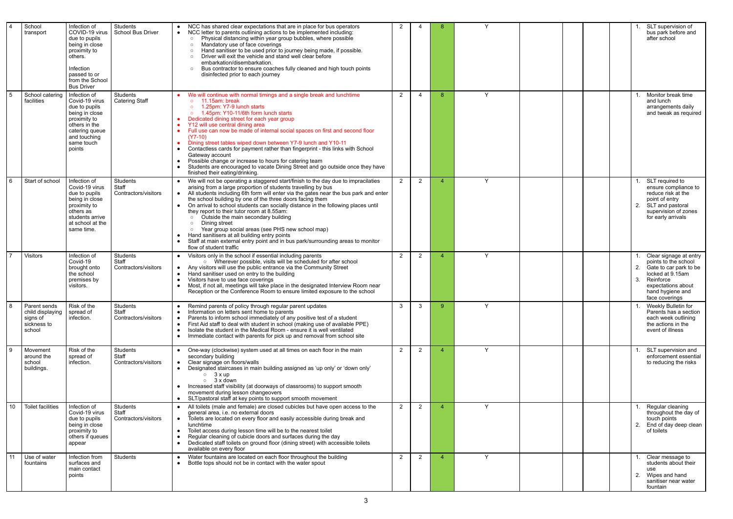| 4 | School transport | Infection of COVID-19 virus due to pupils being in close proximity to others.<br><br>Infection passed to or from the School Bus Driver | Students<br>School Bus Driver | • NCC has shared clear expectations that are in place for bus operators<br>• NCC letter to parents outlining actions to be implemented including:<br>○ Physical distancing within year group bubbles, where possible<br>○ Mandatory use of face coverings<br>○ Hand sanitiser to be used prior to journey being made, if possible.<br>○ Driver will exit the vehicle and stand well clear before embarkation/disembarkation.<br>○ Bus contractor to ensure coaches fully cleaned and high touch points disinfected prior to each journey | 2 | 4 | 8 | Y | | | | 1. SLT supervision of bus park before and after school |
|---|---|---|---|---|---|---|---|---|---|---|---|---|
| 5 | School catering facilities | Infection of Covid-19 virus due to pupils being in close proximity to others in the catering queue and touching same touch points | Students<br>Catering Staff | • We will continue with normal timings and a single break and lunchtime<br>○ 11.15am: break<br>○ 1.25pm: Y7-9 lunch starts<br>○ 1.45pm: Y10-11/6th form lunch starts<br>• Dedicated dining street for each year group<br>• Y12 will use central dining area<br>• Full use can now be made of internal social spaces on first and second floor (Y7-10)<br>• Dining street tables wiped down between Y7-9 lunch and Y10-11<br>• Contactless cards for payment rather than fingerprint - this links with School Gateway account<br>• Possible change or increase to hours for catering team<br>• Students are encouraged to vacate Dining Street and go outside once they have finished their eating/drinking. | 2 | 4 | 8 | Y | | | | 1. Monitor break time and lunch arrangements daily and tweak as required |
| 6 | Start of school | Infection of Covid-19 virus due to pupils being in close proximity to others as students arrive at school at the same time. | Students<br>Staff<br>Contractors/visitors | • We will not be operating a staggered start/finish to the day due to impracticalities arising from a large proportion of students travelling by bus<br>• All students including 6th form will enter via the gates near the bus park and enter the school building by one of the three doors facing them<br>• On arrival to school students can socially distance in the following places until they report to their tutor room at 8.55am:<br>○ Outside the main secondary building<br>○ Dining street<br>○ Year group social areas (see PHS new school map)<br>• Hand sanitisers at all building entry points<br>• Staff at main external entry point and in bus park/surrounding areas to monitor flow of student traffic | 2 | 2 | 4 | Y | | | | 1. SLT required to ensure compliance to reduce risk at the point of entry<br>2. SLT and pastoral supervision of zones for early arrivals |
| 7 | Visitors | Infection of Covid-19 brought onto the school premises by visitors. | Students<br>Staff<br>Contractors/visitors | • Visitors only in the school if essential including parents<br>○ Wherever possible, visits will be scheduled for after school<br>• Any visitors will use the public entrance via the Community Street<br>• Hand sanitiser used on entry to the building<br>• Visitors have to use face coverings<br>• Most, if not all, meetings will take place in the designated Interview Room near Reception or the Conference Room to ensure limited exposure to the school | 2 | 2 | 4 | Y | | | | 1. Clear signage at entry points to the school<br>2. Gate to car park to be locked at 9.15am<br>3. Reinforce expectations about hand hygiene and face coverings |
| 8 | Parent sends child displaying signs of sickness to school | Risk of the spread of infection. | Students<br>Staff<br>Contractors/visitors | • Remind parents of policy through regular parent updates<br>• Information on letters sent home to parents<br>• Parents to inform school immediately of any positive test of a student<br>• First Aid staff to deal with student in school (making use of available PPE)<br>• Isolate the student in the Medical Room - ensure it is well ventilated<br>• Immediate contact with parents for pick up and removal from school site | 3 | 3 | 9 | Y | | | | 1. Weekly Bulletin for Parents has a section each week outlining the actions in the event of illness |
| 9 | Movement around the school buildings. | Risk of the spread of infection. | Students<br>Staff<br>Contractors/visitors | • One-way (clockwise) system used at all times on each floor in the main secondary building<br>• Clear signage on floors/walls<br>• Designated staircases in main building assigned as 'up only' or 'down only'<br>○ 3 x up<br>○ 3 x down<br>• Increased staff visibility (at doorways of classrooms) to support smooth movement during lesson changeovers<br>• SLT/pastoral staff at key points to support smooth movement | 2 | 2 | 4 | Y | | | | 1. SLT supervision and enforcement essential to reducing the risks |
| 10 | Toilet facilities | Infection of Covid-19 virus due to pupils being in close proximity to others if queues appear | Students<br>Staff<br>Contractors/visitors | • All toilets (male and female) are closed cubicles but have open access to the general area, i.e. no external doors<br>• Toilets are located on every floor and easily accessible during break and lunchtime<br>• Toilet access during lesson time will be to the nearest toilet<br>• Regular cleaning of cubicle doors and surfaces during the day<br>• Dedicated staff toilets on ground floor (dining street) with accessible toilets available on every floor | 2 | 2 | 4 | Y | | | | 1. Regular cleaning throughout the day of touch points<br>2. End of day deep clean of toilets |
| 11 | Use of water fountains | Infection from surfaces and main contact points | Students | • Water fountains are located on each floor throughout the building<br>• Bottle tops should not be in contact with the water spout | 2 | 2 | 4 | Y | | | | 1. Clear message to students about their use<br>2. Wipes and hand sanitiser near water fountain |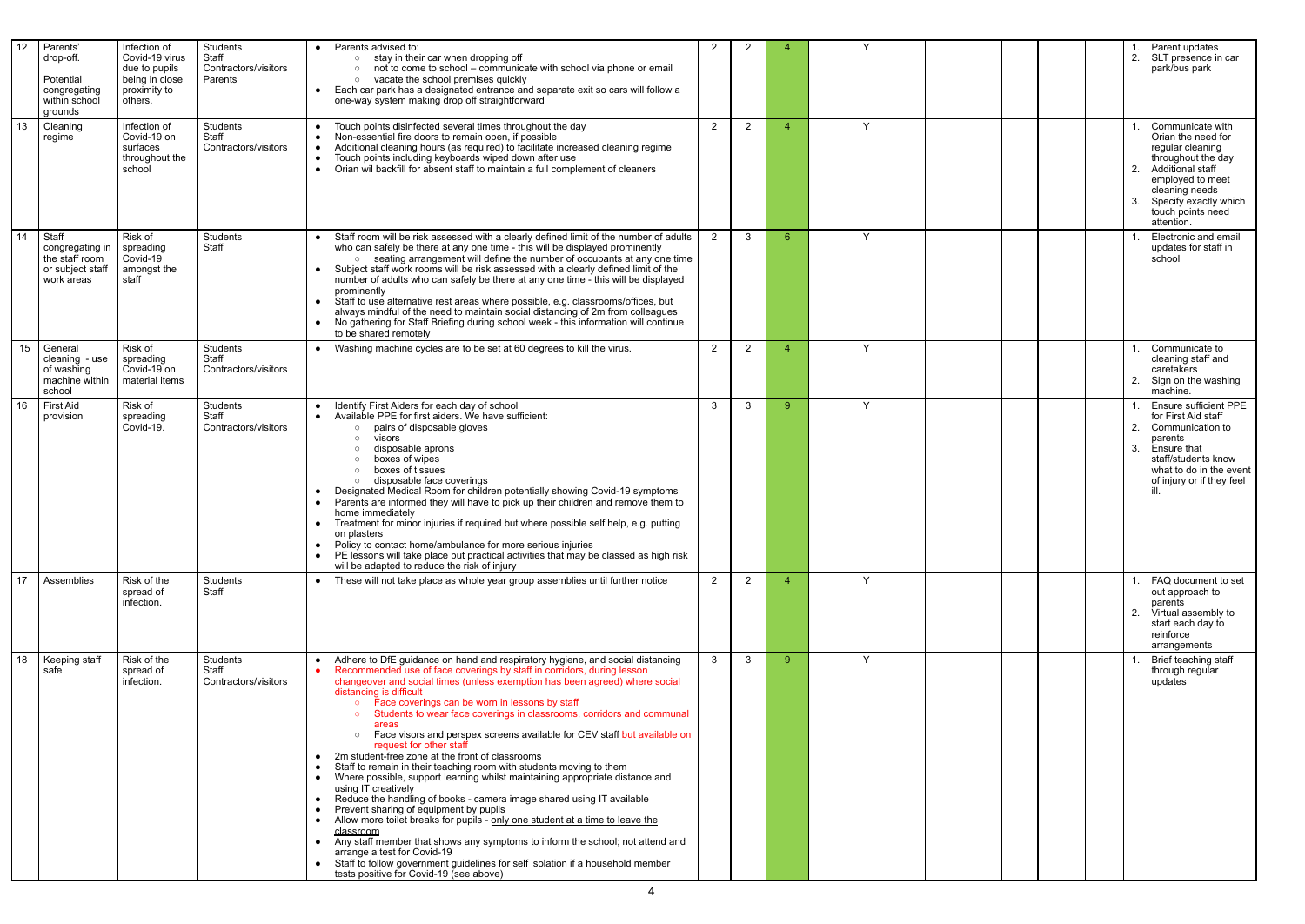| 12 | Parents' drop-off.<br><br>Potential parents congregating within school grounds | Infection of Covid-19 virus due to pupils being in close proximity to others. | Students<br>Staff<br>Contractors/visitors<br>Parents | • Parents advised to:<br>  ○ stay in their car when dropping off<br>  ○ not to come to school – communicate with school via phone or email<br>  ○ vacate the school premises quickly<br>• Each car park has a designated entrance and separate exit so cars will follow a one-way system making drop off straightforward | 2 | 2 | 4 | Y | | | | | 1. Parent updates<br>2. SLT presence in car park/bus park |
|---|---|---|---|---|---|---|---|---|---|---|---|---|---|
| 13 | Cleaning regime | Infection of Covid-19 on surfaces throughout the school | Students<br>Staff<br>Contractors/visitors | • Touch points disinfected several times throughout the day<br>• Non-essential fire doors to remain open, if possible<br>• Additional cleaning hours (as required) to facilitate increased cleaning regime<br>• Touch points including keyboards wiped down after use<br>• Orian wil backfill for absent staff to maintain a full complement of cleaners | 2 | 2 | 4 | Y | | | | | 1. Communicate with Orian the need for regular cleaning throughout the day<br>2. Additional staff employed to meet cleaning needs<br>3. Specify exactly which touch points need attention. |
| 14 | Staff congregating in the staff room or subject staff work areas | Risk of spreading Covid-19 amongst the staff | Students<br>Staff | • Staff room will be risk assessed with a clearly defined limit of the number of adults who can safely be there at any one time - this will be displayed prominently<br>  ○ seating arrangement will define the number of occupants at any one time<br>• Subject staff work rooms will be risk assessed with a clearly defined limit of the number of adults who can safely be there at any one time - this will be displayed prominently<br>• Staff to use alternative rest areas where possible, e.g. classrooms/offices, but always mindful of the need to maintain social distancing of 2m from colleagues<br>• No gathering for Staff Briefing during school week - this information will continue to be shared remotely | 2 | 3 | 6 | Y | | | | | 1. Electronic and email updates for staff in school |
| 15 | General cleaning - use of washing machine within school | Risk of spreading Covid-19 on material items | Students<br>Staff<br>Contractors/visitors | • Washing machine cycles are to be set at 60 degrees to kill the virus. | 2 | 2 | 4 | Y | | | | | 1. Communicate to cleaning staff and caretakers<br>2. Sign on the washing machine. |
| 16 | First Aid provision | Risk of spreading Covid-19. | Students<br>Staff<br>Contractors/visitors | • Identify First Aiders for each day of school<br>• Available PPE for first aiders. We have sufficient:<br>  ○ pairs of disposable gloves<br>  ○ visors<br>  ○ disposable aprons<br>  ○ boxes of wipes<br>  ○ boxes of tissues<br>  ○ disposable face coverings<br>• Designated Medical Room for children potentially showing Covid-19 symptoms<br>• Parents are informed they will have to pick up their children and remove them to home immediately<br>• Treatment for minor injuries if required but where possible self help, e.g. putting on plasters<br>• Policy to contact home/ambulance for more serious injuries<br>• PE lessons will take place but practical activities that may be classed as high risk will be adapted to reduce the risk of injury | 3 | 3 | 9 | Y | | | | | 1. Ensure sufficient PPE for First Aid staff<br>2. Communication to parents<br>3. Ensure that staff/students know what to do in the event of injury or if they feel ill. |
| 17 | Assemblies | Risk of the spread of infection. | Students<br>Staff | • These will not take place as whole year group assemblies until further notice | 2 | 2 | 4 | Y | | | | | 1. FAQ document to set out approach to parents<br>2. Virtual assembly to start each day to reinforce arrangements |
| 18 | Keeping staff safe | Risk of the spread of infection. | Students<br>Staff<br>Contractors/visitors | • Adhere to DfE guidance on hand and respiratory hygiene, and social distancing<br>• Recommended use of face coverings by staff in corridors, during lesson changeover and social times (unless exemption has been agreed) where social distancing is difficult<br>  ○ Face coverings can be worn in lessons by staff<br>  ○ Students to wear face coverings in classrooms, corridors and communal areas<br>  ○ Face visors and perspex screens available for CEV staff but available on request for other staff<br>• 2m student-free zone at the front of classrooms<br>• Staff to remain in their teaching room with students moving to them<br>• Where possible, support learning whilst maintaining appropriate distance and using IT creatively<br>• Reduce the handling of books - camera image shared using IT available<br>• Prevent sharing of equipment by pupils<br>• Allow more toilet breaks for pupils - only one student at a time to leave the classroom<br>• Any staff member that shows any symptoms to inform the school; not attend and arrange a test for Covid-19<br>• Staff to follow government guidelines for self isolation if a household member tests positive for Covid-19 (see above) | 3 | 3 | 9 | Y | | | | | 1. Brief teaching staff through regular updates |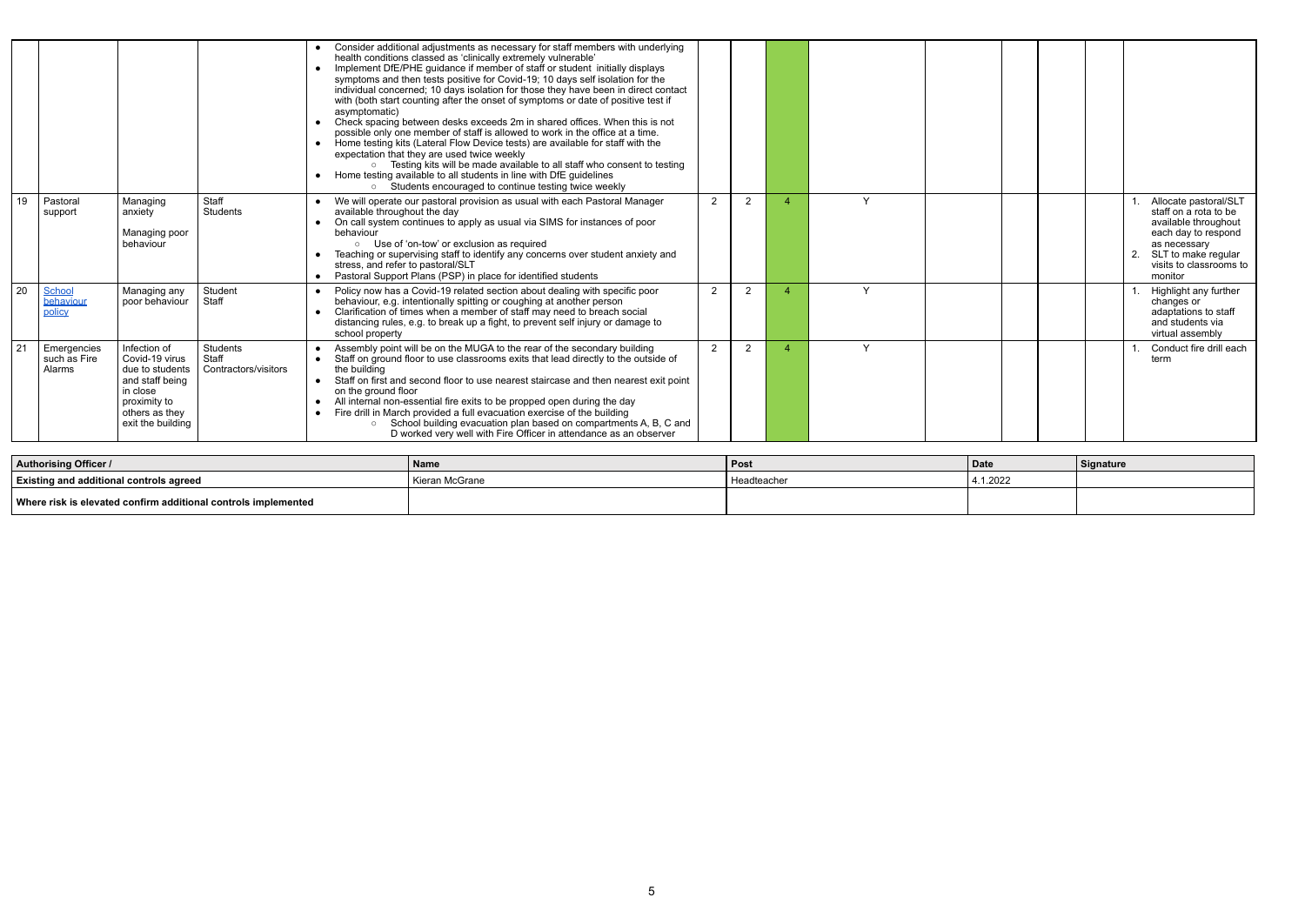| | | | | | | | | | | | | | |
|---|---|---|---|---|---|---|---|---|---|---|---|---|---|
| | | | | • Consider additional adjustments as necessary for staff members with underlying health conditions classed as 'clinically extremely vulnerable'<br>• Implement DfE/PHE guidance if member of staff or student initially displays symptoms and then tests positive for Covid-19; 10 days self isolation for the individual concerned; 10 days isolation for those they have been in direct contact with (both start counting after the onset of symptoms or date of positive test if asymptomatic)<br>• Check spacing between desks exceeds 2m in shared offices. When this is not possible only one member of staff is allowed to work in the office at a time.<br>• Home testing kits (Lateral Flow Device tests) are available for staff with the expectation that they are used twice weekly<br>  ○ Testing kits will be made available to all staff who consent to testing<br>• Home testing available to all students in line with DfE guidelines<br>  ○ Students encouraged to continue testing twice weekly | | | | | | | | | |
| 19 | Pastoral support | Managing anxiety<br><br>Managing poor behaviour | Staff<br>Students | • We will operate our pastoral provision as usual with each Pastoral Manager available throughout the day<br>• On call system continues to apply as usual via SIMS for instances of poor behaviour<br>  ○ Use of 'on-tow' or exclusion as required<br>• Teaching or supervising staff to identify any concerns over student anxiety and stress, and refer to pastoral/SLT<br>• Pastoral Support Plans (PSP) in place for identified students | 2 | 2 | 4 | Y | | | | | 1. Allocate pastoral/SLT staff on a rota to be available throughout each day to respond as necessary<br>2. SLT to make regular visits to classrooms to monitor |
| 20 | [School behaviour policy]() | Managing any poor behaviour | Student<br>Staff | • Policy now has a Covid-19 related section about dealing with specific poor behaviour, e.g. intentionally spitting or coughing at another person<br>• Clarification of times when a member of staff may need to breach social distancing rules, e.g. to break up a fight, to prevent self injury or damage to school property | 2 | 2 | 4 | Y | | | | | 1. Highlight any further changes or adaptations to staff and students via virtual assembly |
| 21 | Emergencies such as Fire Alarms | Infection of Covid-19 virus due to students and staff being in close proximity to others as they exit the building | Students<br>Staff<br>Contractors/visitors | • Assembly point will be on the MUGA to the rear of the secondary building<br>• Staff on ground floor to use classrooms exits that lead directly to the outside of the building<br>• Staff on first and second floor to use nearest staircase and then nearest exit point on the ground floor<br>• All internal non-essential fire exits to be propped open during the day<br>• Fire drill in March provided a full evacuation exercise of the building<br>  ○ School building evacuation plan based on compartments A, B, C and D worked very well with Fire Officer in attendance as an observer | 2 | 2 | 4 | Y | | | | | 1. Conduct fire drill each term |

| Authorising Officer / | Name | Post | Date | Signature |
|---|---|---|---|---|
| Existing and additional controls agreed | Kieran McGrane | Headteacher | 4.1.2022 | |
| Where risk is elevated confirm additional controls implemented | | | | |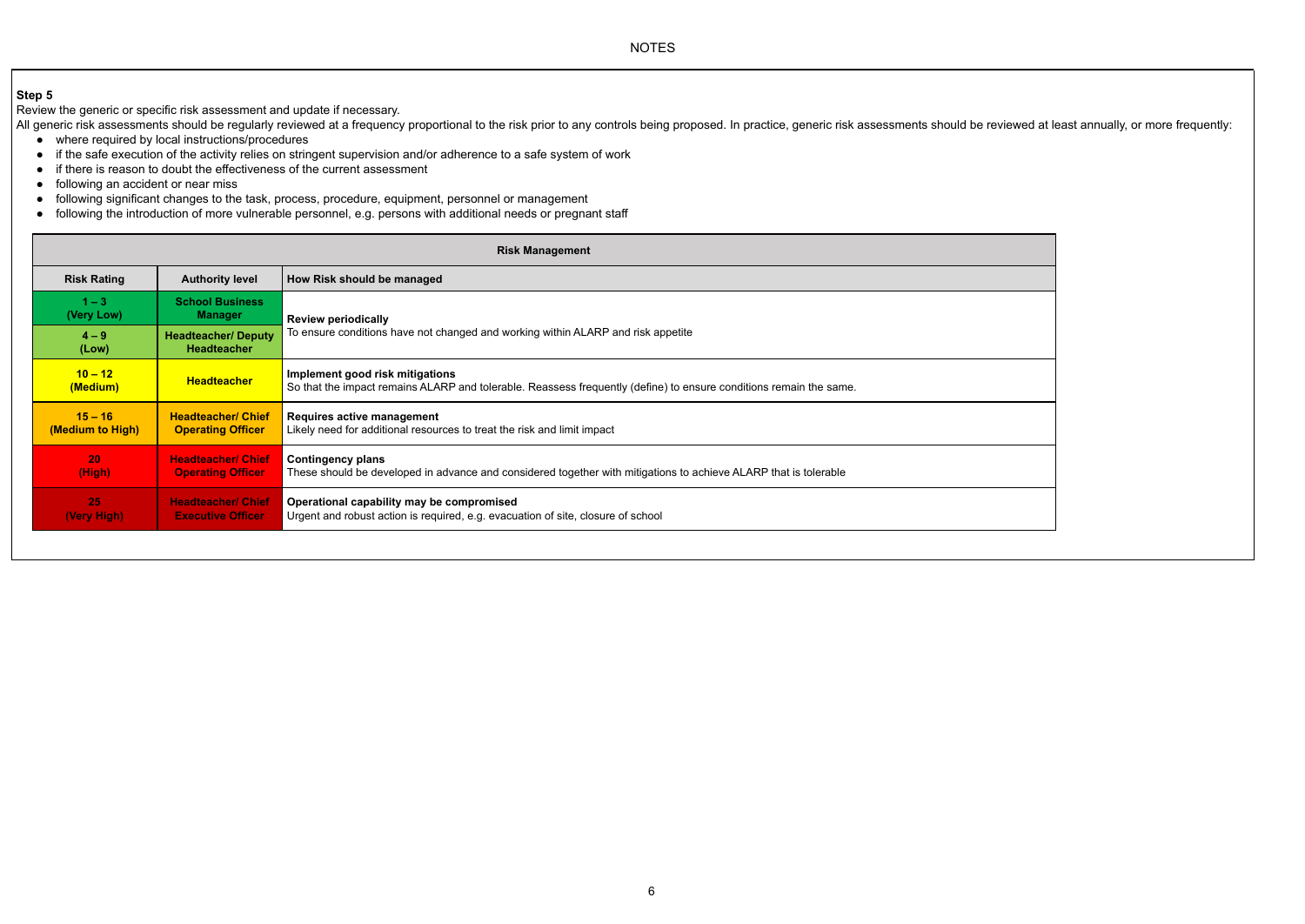NOTES

**Step 5**

Review the generic or specific risk assessment and update if necessary.

All generic risk assessments should be regularly reviewed at a frequency proportional to the risk prior to any controls being proposed. In practice, generic risk assessments should be reviewed at least annually, or more frequently:

- where required by local instructions/procedures
- if the safe execution of the activity relies on stringent supervision and/or adherence to a safe system of work
- if there is reason to doubt the effectiveness of the current assessment
- following an accident or near miss
- following significant changes to the task, process, procedure, equipment, personnel or management
- following the introduction of more vulnerable personnel, e.g. persons with additional needs or pregnant staff

| Risk Management | | |
|---|---|---|
| **Risk Rating** | **Authority level** | **How Risk should be managed** |
| **1 – 3 (Very Low)** | **School Business Manager** | **Review periodically** To ensure conditions have not changed and working within ALARP and risk appetite |
| **4 – 9 (Low)** | **Headteacher/ Deputy Headteacher** | |
| **10 – 12 (Medium)** | **Headteacher** | **Implement good risk mitigations** So that the impact remains ALARP and tolerable. Reassess frequently (define) to ensure conditions remain the same. |
| **15 – 16 (Medium to High)** | **Headteacher/ Chief Operating Officer** | **Requires active management** Likely need for additional resources to treat the risk and limit impact |
| **20 (High)** | **Headteacher/ Chief Operating Officer** | **Contingency plans** These should be developed in advance and considered together with mitigations to achieve ALARP that is tolerable |
| **25 (Very High)** | **Headteacher/ Chief Executive Officer** | **Operational capability may be compromised** Urgent and robust action is required, e.g. evacuation of site, closure of school |